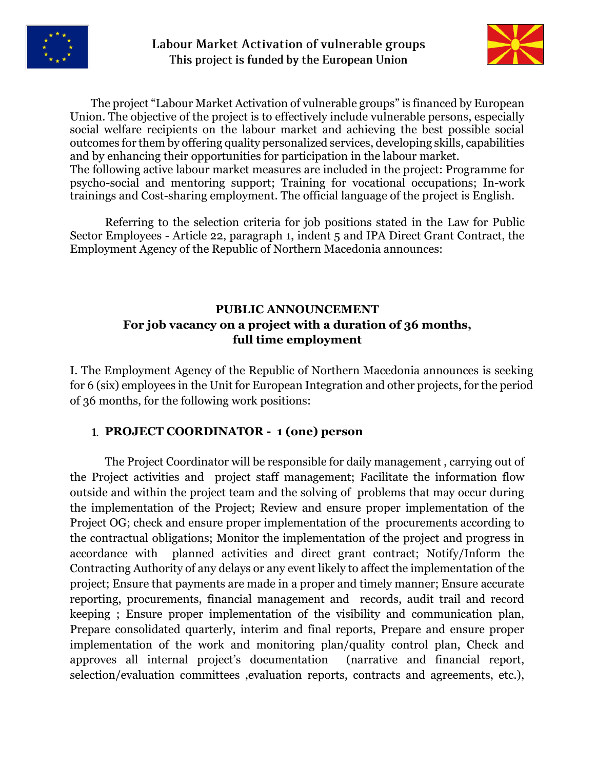The project "Labour Market Activation of vulnerable groups" is financed by European Union. The objective of the project is to effectively include vulnerable persons, especially social welfare recipients on the labour market and achieving the best possible social outcomes for them by offering quality personalized services, developing skills, capabilities and by enhancing their opportunities for participation in the labour market.
The following active labour market measures are included in the project: Programme for psycho-social and mentoring support; Training for vocational occupations; In-work trainings and Cost-sharing employment. The official language of the project is English.

Referring to the selection criteria for job positions stated in the Law for Public Sector Employees - Article 22, paragraph 1, indent 5 and IPA Direct Grant Contract, the Employment Agency of the Republic of Northern Macedonia announces:

**PUBLIC ANNOUNCEMENT**
**For job vacancy on a project with a duration of 36 months, full time employment**

I. The Employment Agency of the Republic of Northern Macedonia announces is seeking for 6 (six) employees in the Unit for European Integration and other projects, for the period of 36 months, for the following work positions:

1. **PROJECT COORDINATOR - 1 (one) person**

The Project Coordinator will be responsible for daily management , carrying out of the Project activities and project staff management; Facilitate the information flow outside and within the project team and the solving of problems that may occur during the implementation of the Project; Review and ensure proper implementation of the Project OG; check and ensure proper implementation of the procurements according to the contractual obligations; Monitor the implementation of the project and progress in accordance with planned activities and direct grant contract; Notify/Inform the Contracting Authority of any delays or any event likely to affect the implementation of the project; Ensure that payments are made in a proper and timely manner; Ensure accurate reporting, procurements, financial management and records, audit trail and record keeping ; Ensure proper implementation of the visibility and communication plan, Prepare consolidated quarterly, interim and final reports, Prepare and ensure proper implementation of the work and monitoring plan/quality control plan, Check and approves all internal project's documentation (narrative and financial report, selection/evaluation committees ,evaluation reports, contracts and agreements, etc.),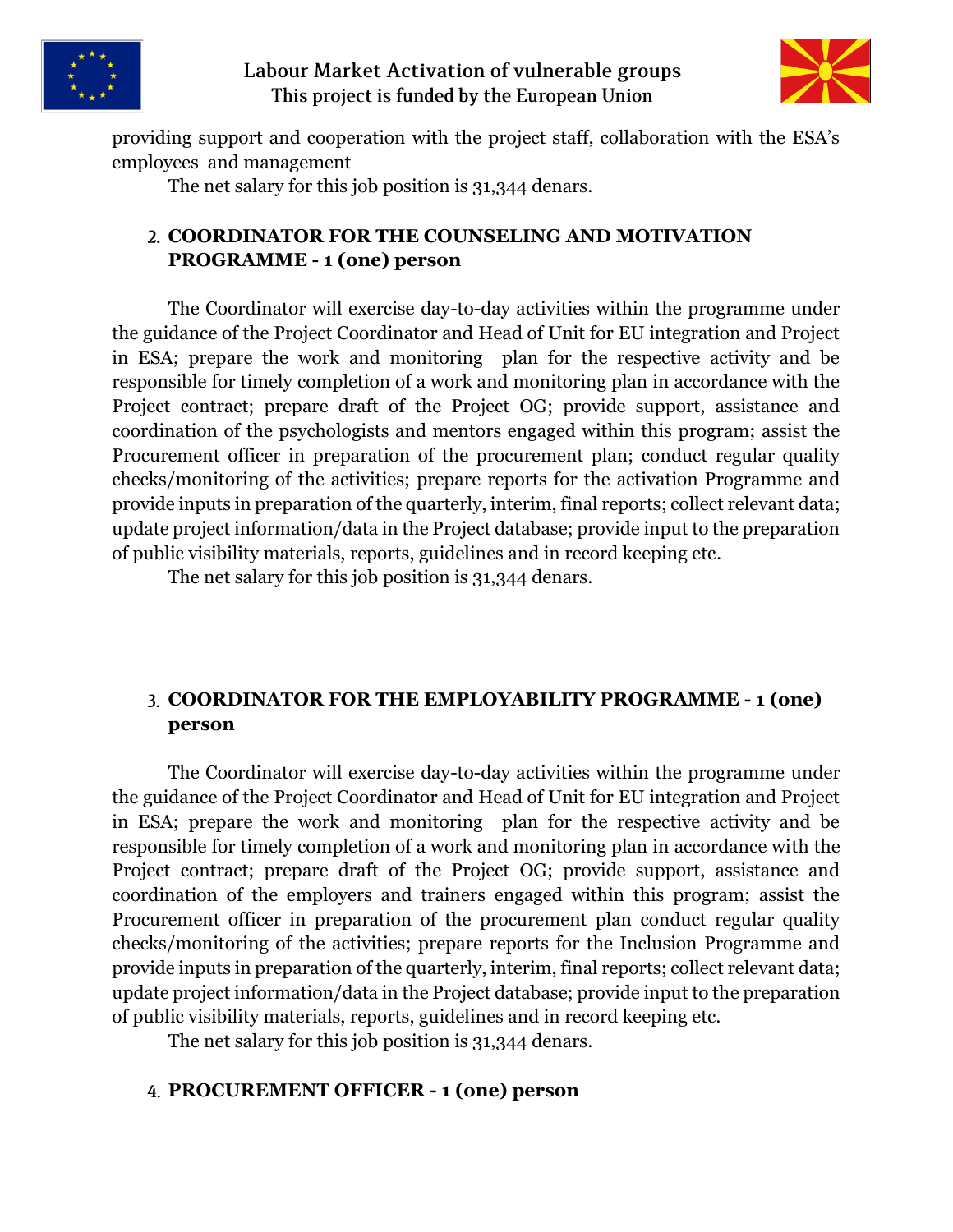providing support and cooperation with the project staff, collaboration with the ESA's employees and management

The net salary for this job position is 31,344 denars.

2. **COORDINATOR FOR THE COUNSELING AND MOTIVATION PROGRAMME - 1 (one) person**

The Coordinator will exercise day-to-day activities within the programme under the guidance of the Project Coordinator and Head of Unit for EU integration and Project in ESA; prepare the work and monitoring plan for the respective activity and be responsible for timely completion of a work and monitoring plan in accordance with the Project contract; prepare draft of the Project OG; provide support, assistance and coordination of the psychologists and mentors engaged within this program; assist the Procurement officer in preparation of the procurement plan; conduct regular quality checks/monitoring of the activities; prepare reports for the activation Programme and provide inputs in preparation of the quarterly, interim, final reports; collect relevant data; update project information/data in the Project database; provide input to the preparation of public visibility materials, reports, guidelines and in record keeping etc.

The net salary for this job position is 31,344 denars.

3. **COORDINATOR FOR THE EMPLOYABILITY PROGRAMME - 1 (one) person**

The Coordinator will exercise day-to-day activities within the programme under the guidance of the Project Coordinator and Head of Unit for EU integration and Project in ESA; prepare the work and monitoring plan for the respective activity and be responsible for timely completion of a work and monitoring plan in accordance with the Project contract; prepare draft of the Project OG; provide support, assistance and coordination of the employers and trainers engaged within this program; assist the Procurement officer in preparation of the procurement plan conduct regular quality checks/monitoring of the activities; prepare reports for the Inclusion Programme and provide inputs in preparation of the quarterly, interim, final reports; collect relevant data; update project information/data in the Project database; provide input to the preparation of public visibility materials, reports, guidelines and in record keeping etc.

The net salary for this job position is 31,344 denars.

4. **PROCUREMENT OFFICER - 1 (one) person**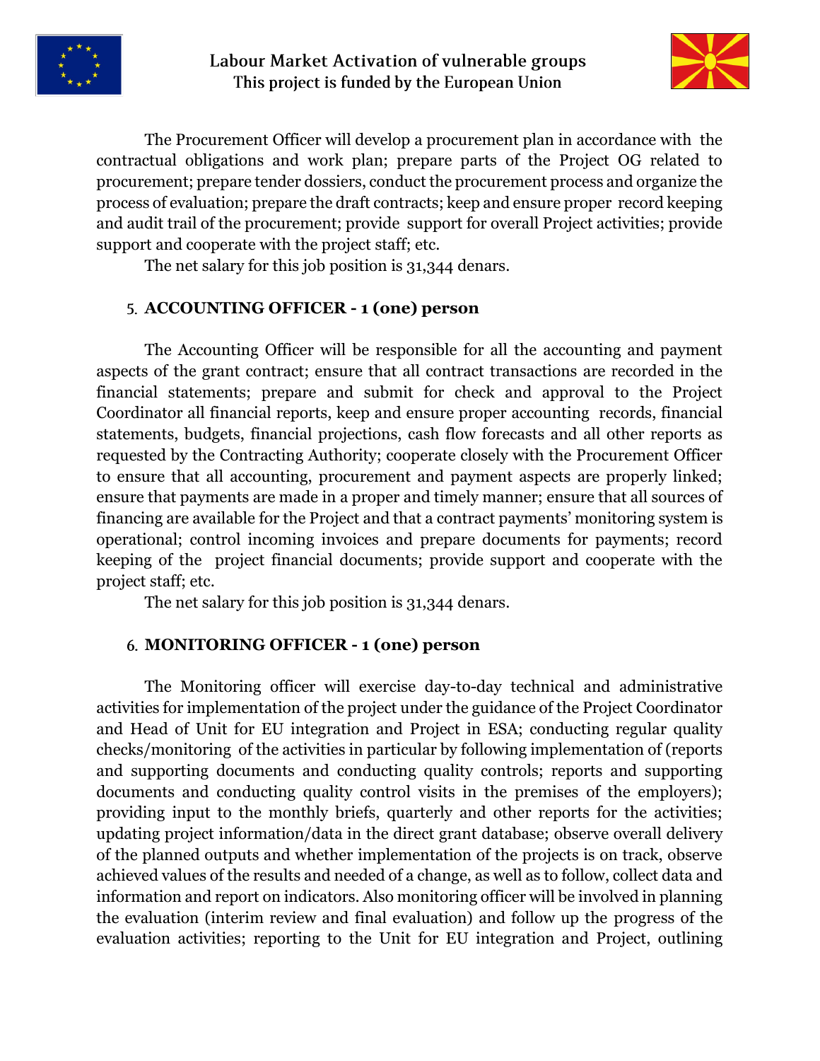The Procurement Officer will develop a procurement plan in accordance with the contractual obligations and work plan; prepare parts of the Project OG related to procurement; prepare tender dossiers, conduct the procurement process and organize the process of evaluation; prepare the draft contracts; keep and ensure proper record keeping and audit trail of the procurement; provide support for overall Project activities; provide support and cooperate with the project staff; etc.

The net salary for this job position is 31,344 denars.

5. **ACCOUNTING OFFICER - 1 (one) person**

The Accounting Officer will be responsible for all the accounting and payment aspects of the grant contract; ensure that all contract transactions are recorded in the financial statements; prepare and submit for check and approval to the Project Coordinator all financial reports, keep and ensure proper accounting records, financial statements, budgets, financial projections, cash flow forecasts and all other reports as requested by the Contracting Authority; cooperate closely with the Procurement Officer to ensure that all accounting, procurement and payment aspects are properly linked; ensure that payments are made in a proper and timely manner; ensure that all sources of financing are available for the Project and that a contract payments' monitoring system is operational; control incoming invoices and prepare documents for payments; record keeping of the project financial documents; provide support and cooperate with the project staff; etc.

The net salary for this job position is 31,344 denars.

6. **MONITORING OFFICER - 1 (one) person**

The Monitoring officer will exercise day-to-day technical and administrative activities for implementation of the project under the guidance of the Project Coordinator and Head of Unit for EU integration and Project in ESA; conducting regular quality checks/monitoring of the activities in particular by following implementation of (reports and supporting documents and conducting quality controls; reports and supporting documents and conducting quality control visits in the premises of the employers); providing input to the monthly briefs, quarterly and other reports for the activities; updating project information/data in the direct grant database; observe overall delivery of the planned outputs and whether implementation of the projects is on track, observe achieved values of the results and needed of a change, as well as to follow, collect data and information and report on indicators. Also monitoring officer will be involved in planning the evaluation (interim review and final evaluation) and follow up the progress of the evaluation activities; reporting to the Unit for EU integration and Project, outlining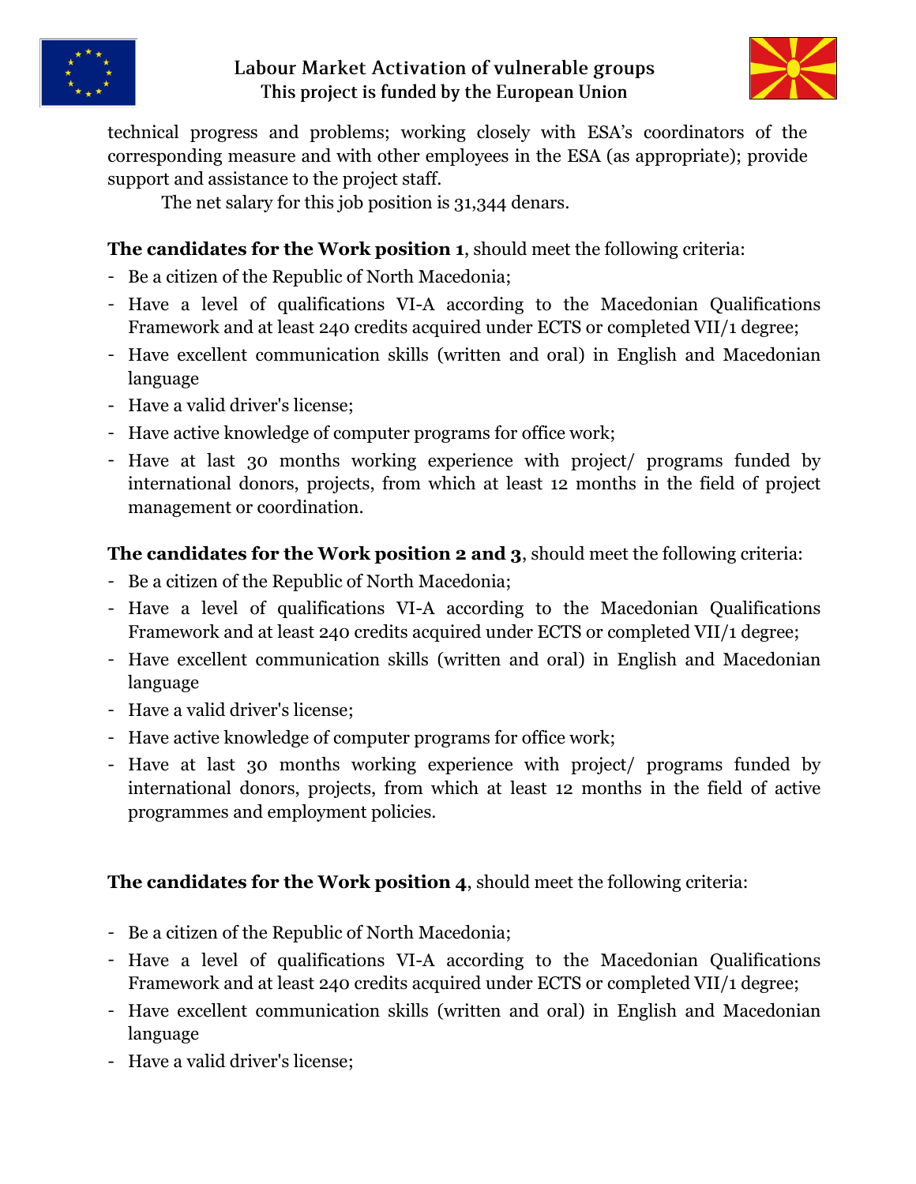technical progress and problems; working closely with ESA's coordinators of the corresponding measure and with other employees in the ESA (as appropriate); provide support and assistance to the project staff.

The net salary for this job position is 31,344 denars.

**The candidates for the Work position 1**, should meet the following criteria:

- Be a citizen of the Republic of North Macedonia;
- Have a level of qualifications VI-A according to the Macedonian Qualifications Framework and at least 240 credits acquired under ECTS or completed VII/1 degree;
- Have excellent communication skills (written and oral) in English and Macedonian language
- Have a valid driver's license;
- Have active knowledge of computer programs for office work;
- Have at last 30 months working experience with project/ programs funded by international donors, projects, from which at least 12 months in the field of project management or coordination.

**The candidates for the Work position 2 and 3**, should meet the following criteria:

- Be a citizen of the Republic of North Macedonia;
- Have a level of qualifications VI-A according to the Macedonian Qualifications Framework and at least 240 credits acquired under ECTS or completed VII/1 degree;
- Have excellent communication skills (written and oral) in English and Macedonian language
- Have a valid driver's license;
- Have active knowledge of computer programs for office work;
- Have at last 30 months working experience with project/ programs funded by international donors, projects, from which at least 12 months in the field of active programmes and employment policies.

**The candidates for the Work position 4**, should meet the following criteria:

- Be a citizen of the Republic of North Macedonia;
- Have a level of qualifications VI-A according to the Macedonian Qualifications Framework and at least 240 credits acquired under ECTS or completed VII/1 degree;
- Have excellent communication skills (written and oral) in English and Macedonian language
- Have a valid driver's license;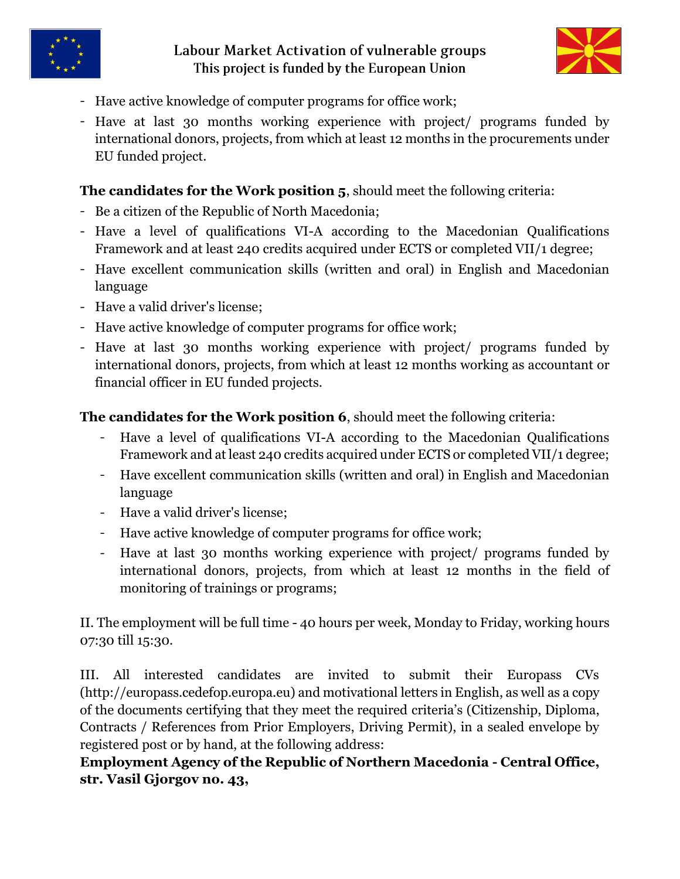- Have active knowledge of computer programs for office work;
- Have at last 30 months working experience with project/ programs funded by international donors, projects, from which at least 12 months in the procurements under EU funded project.

**The candidates for the Work position 5**, should meet the following criteria:

- Be a citizen of the Republic of North Macedonia;
- Have a level of qualifications VI-A according to the Macedonian Qualifications Framework and at least 240 credits acquired under ECTS or completed VII/1 degree;
- Have excellent communication skills (written and oral) in English and Macedonian language
- Have a valid driver's license;
- Have active knowledge of computer programs for office work;
- Have at last 30 months working experience with project/ programs funded by international donors, projects, from which at least 12 months working as accountant or financial officer in EU funded projects.

**The candidates for the Work position 6**, should meet the following criteria:

- Have a level of qualifications VI-A according to the Macedonian Qualifications Framework and at least 240 credits acquired under ECTS or completed VII/1 degree;
- Have excellent communication skills (written and oral) in English and Macedonian language
- Have a valid driver's license;
- Have active knowledge of computer programs for office work;
- Have at last 30 months working experience with project/ programs funded by international donors, projects, from which at least 12 months in the field of monitoring of trainings or programs;

II. The employment will be full time - 40 hours per week, Monday to Friday, working hours 07:30 till 15:30.

III. All interested candidates are invited to submit their Europass CVs (http://europass.cedefop.europa.eu) and motivational letters in English, as well as a copy of the documents certifying that they meet the required criteria's (Citizenship, Diploma, Contracts / References from Prior Employers, Driving Permit), in a sealed envelope by registered post or by hand, at the following address:

**Employment Agency of the Republic of Northern Macedonia - Central Office, str. Vasil Gjorgov no. 43,**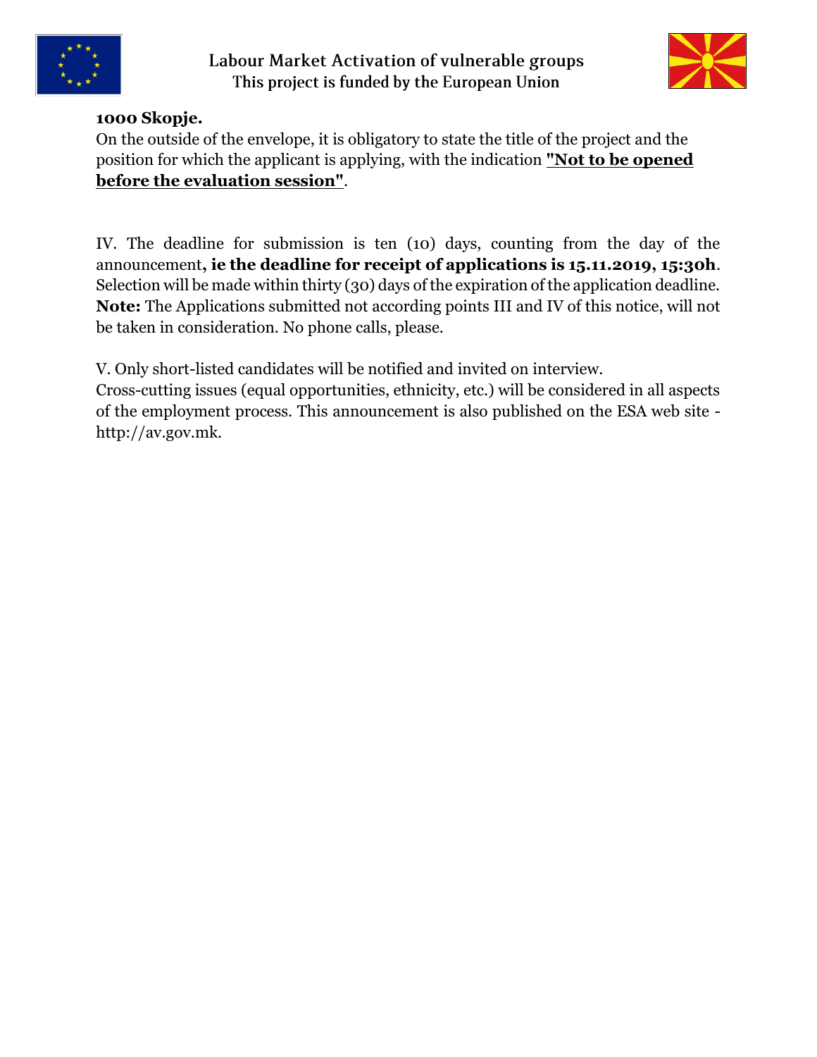**1000 Skopje.**
On the outside of the envelope, it is obligatory to state the title of the project and the position for which the applicant is applying, with the indication **"Not to be opened before the evaluation session"**.

IV. The deadline for submission is ten (10) days, counting from the day of the announcement**, ie the deadline for receipt of applications is 15.11.2019, 15:30h**. Selection will be made within thirty (30) days of the expiration of the application deadline. **Note:** The Applications submitted not according points III and IV of this notice, will not be taken in consideration. No phone calls, please.

V. Only short-listed candidates will be notified and invited on interview.
Cross-cutting issues (equal opportunities, ethnicity, etc.) will be considered in all aspects of the employment process. This announcement is also published on the ESA web site - http://av.gov.mk.